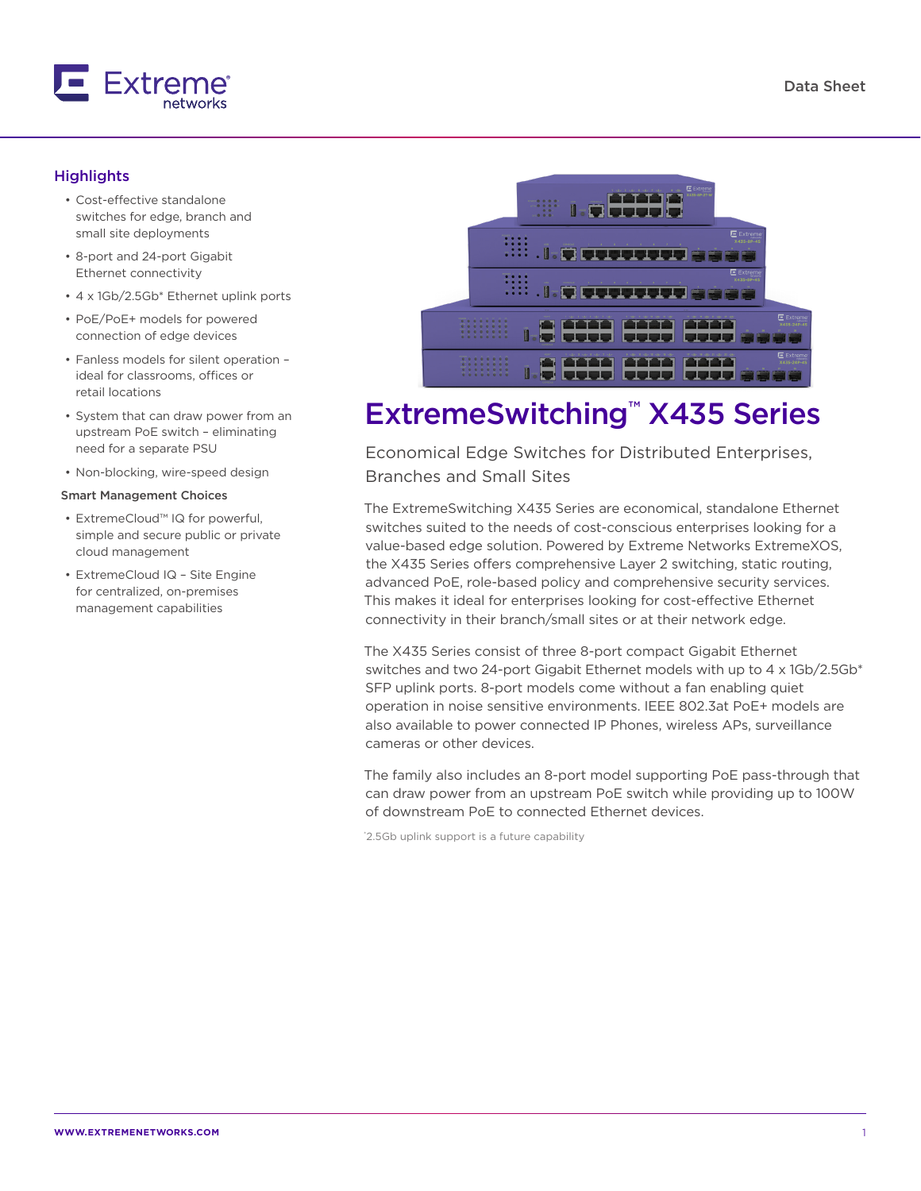Data Sheet

## Highlights

- Cost-effective standalone switches for edge, branch and small site deployments
- 8-port and 24-port Gigabit Ethernet connectivity
- 4 x 1Gb/2.5Gb* Ethernet uplink ports
- PoE/PoE+ models for powered connection of edge devices
- Fanless models for silent operation – ideal for classrooms, offices or retail locations
- System that can draw power from an upstream PoE switch – eliminating need for a separate PSU
- Non-blocking, wire-speed design

**Smart Management Choices**

- ExtremeCloud™ IQ for powerful, simple and secure public or private cloud management
- ExtremeCloud IQ – Site Engine for centralized, on-premises management capabilities

# ExtremeSwitching™ X435 Series

## Economical Edge Switches for Distributed Enterprises, Branches and Small Sites

The ExtremeSwitching X435 Series are economical, standalone Ethernet switches suited to the needs of cost-conscious enterprises looking for a value-based edge solution. Powered by Extreme Networks ExtremeXOS, the X435 Series offers comprehensive Layer 2 switching, static routing, advanced PoE, role-based policy and comprehensive security services. This makes it ideal for enterprises looking for cost-effective Ethernet connectivity in their branch/small sites or at their network edge.

The X435 Series consist of three 8-port compact Gigabit Ethernet switches and two 24-port Gigabit Ethernet models with up to 4 x 1Gb/2.5Gb* SFP uplink ports. 8-port models come without a fan enabling quiet operation in noise sensitive environments. IEEE 802.3at PoE+ models are also available to power connected IP Phones, wireless APs, surveillance cameras or other devices.

The family also includes an 8-port model supporting PoE pass-through that can draw power from an upstream PoE switch while providing up to 100W of downstream PoE to connected Ethernet devices.

*2.5Gb uplink support is a future capability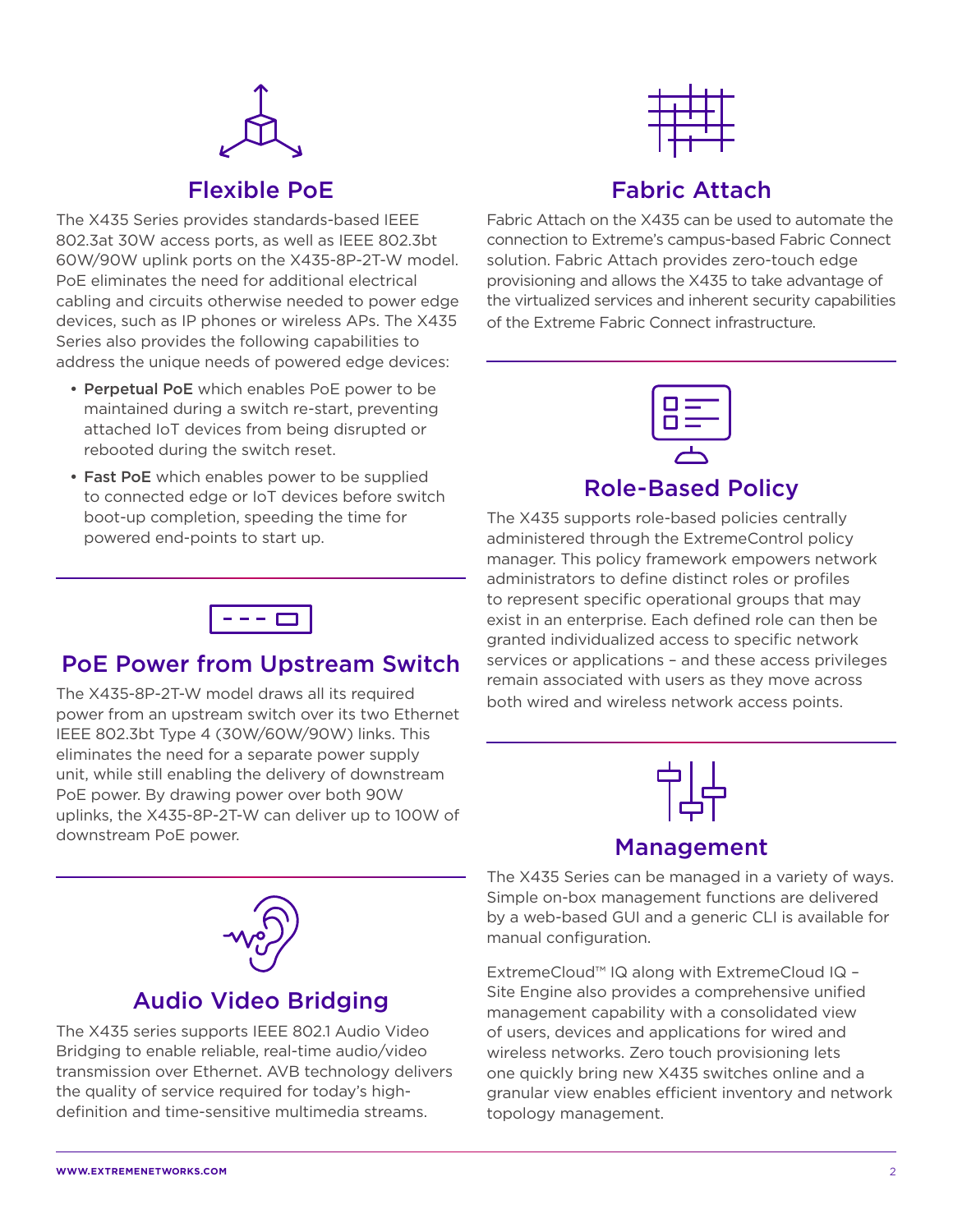## Flexible PoE

The X435 Series provides standards-based IEEE 802.3at 30W access ports, as well as IEEE 802.3bt 60W/90W uplink ports on the X435-8P-2T-W model. PoE eliminates the need for additional electrical cabling and circuits otherwise needed to power edge devices, such as IP phones or wireless APs. The X435 Series also provides the following capabilities to address the unique needs of powered edge devices:

- **Perpetual PoE** which enables PoE power to be maintained during a switch re-start, preventing attached IoT devices from being disrupted or rebooted during the switch reset.
- **Fast PoE** which enables power to be supplied to connected edge or IoT devices before switch boot-up completion, speeding the time for powered end-points to start up.

## PoE Power from Upstream Switch

The X435-8P-2T-W model draws all its required power from an upstream switch over its two Ethernet IEEE 802.3bt Type 4 (30W/60W/90W) links. This eliminates the need for a separate power supply unit, while still enabling the delivery of downstream PoE power. By drawing power over both 90W uplinks, the X435-8P-2T-W can deliver up to 100W of downstream PoE power.

## Audio Video Bridging

The X435 series supports IEEE 802.1 Audio Video Bridging to enable reliable, real-time audio/video transmission over Ethernet. AVB technology delivers the quality of service required for today's high-definition and time-sensitive multimedia streams.

## Fabric Attach

Fabric Attach on the X435 can be used to automate the connection to Extreme's campus-based Fabric Connect solution. Fabric Attach provides zero-touch edge provisioning and allows the X435 to take advantage of the virtualized services and inherent security capabilities of the Extreme Fabric Connect infrastructure.

## Role-Based Policy

The X435 supports role-based policies centrally administered through the ExtremeControl policy manager. This policy framework empowers network administrators to define distinct roles or profiles to represent specific operational groups that may exist in an enterprise. Each defined role can then be granted individualized access to specific network services or applications – and these access privileges remain associated with users as they move across both wired and wireless network access points.

## Management

The X435 Series can be managed in a variety of ways. Simple on-box management functions are delivered by a web-based GUI and a generic CLI is available for manual configuration.

ExtremeCloud™ IQ along with ExtremeCloud IQ – Site Engine also provides a comprehensive unified management capability with a consolidated view of users, devices and applications for wired and wireless networks. Zero touch provisioning lets one quickly bring new X435 switches online and a granular view enables efficient inventory and network topology management.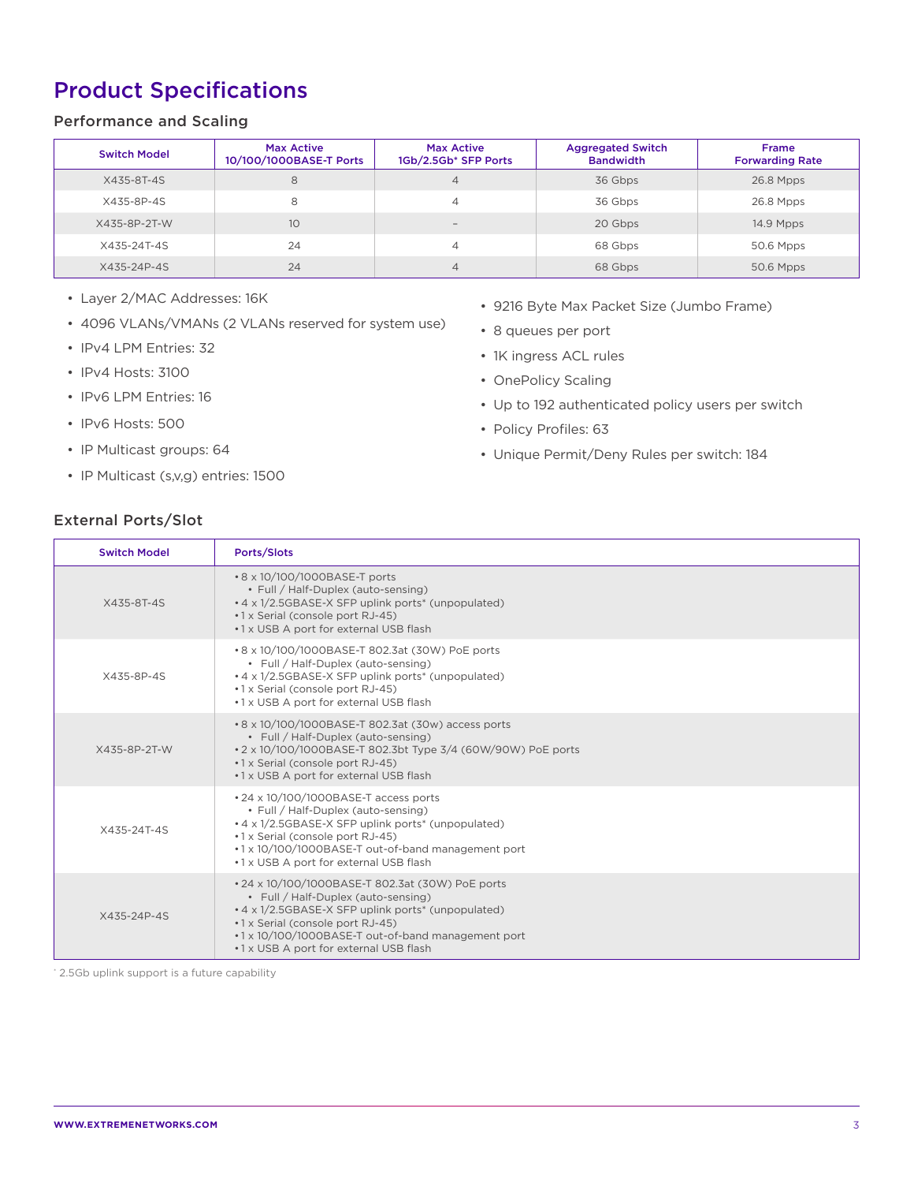# Product Specifications

## Performance and Scaling

| Switch Model | Max Active 10/100/1000BASE-T Ports | Max Active 1Gb/2.5Gb* SFP Ports | Aggregated Switch Bandwidth | Frame Forwarding Rate |
|---|---|---|---|---|
| X435-8T-4S | 8 | 4 | 36 Gbps | 26.8 Mpps |
| X435-8P-4S | 8 | 4 | 36 Gbps | 26.8 Mpps |
| X435-8P-2T-W | 10 | – | 20 Gbps | 14.9 Mpps |
| X435-24T-4S | 24 | 4 | 68 Gbps | 50.6 Mpps |
| X435-24P-4S | 24 | 4 | 68 Gbps | 50.6 Mpps |

- Layer 2/MAC Addresses: 16K
- 4096 VLANs/VMANs (2 VLANs reserved for system use)
- IPv4 LPM Entries: 32
- IPv4 Hosts: 3100
- IPv6 LPM Entries: 16
- IPv6 Hosts: 500
- IP Multicast groups: 64
- IP Multicast (s,v,g) entries: 1500
- 9216 Byte Max Packet Size (Jumbo Frame)
- 8 queues per port
- 1K ingress ACL rules
- OnePolicy Scaling
- Up to 192 authenticated policy users per switch
- Policy Profiles: 63
- Unique Permit/Deny Rules per switch: 184

## External Ports/Slot

| Switch Model | Ports/Slots |
|---|---|
| X435-8T-4S | • 8 x 10/100/1000BASE-T ports<br>  • Full / Half-Duplex (auto-sensing)<br>• 4 x 1/2.5GBASE-X SFP uplink ports* (unpopulated)<br>• 1 x Serial (console port RJ-45)<br>• 1 x USB A port for external USB flash |
| X435-8P-4S | • 8 x 10/100/1000BASE-T 802.3at (30W) PoE ports<br>  • Full / Half-Duplex (auto-sensing)<br>• 4 x 1/2.5GBASE-X SFP uplink ports* (unpopulated)<br>• 1 x Serial (console port RJ-45)<br>• 1 x USB A port for external USB flash |
| X435-8P-2T-W | • 8 x 10/100/1000BASE-T 802.3at (30w) access ports<br>  • Full / Half-Duplex (auto-sensing)<br>• 2 x 10/100/1000BASE-T 802.3bt Type 3/4 (60W/90W) PoE ports<br>• 1 x Serial (console port RJ-45)<br>• 1 x USB A port for external USB flash |
| X435-24T-4S | • 24 x 10/100/1000BASE-T access ports<br>  • Full / Half-Duplex (auto-sensing)<br>• 4 x 1/2.5GBASE-X SFP uplink ports* (unpopulated)<br>• 1 x Serial (console port RJ-45)<br>• 1 x 10/100/1000BASE-T out-of-band management port<br>• 1 x USB A port for external USB flash |
| X435-24P-4S | • 24 x 10/100/1000BASE-T 802.3at (30W) PoE ports<br>  • Full / Half-Duplex (auto-sensing)<br>• 4 x 1/2.5GBASE-X SFP uplink ports* (unpopulated)<br>• 1 x Serial (console port RJ-45)<br>• 1 x 10/100/1000BASE-T out-of-band management port<br>• 1 x USB A port for external USB flash |

* 2.5Gb uplink support is a future capability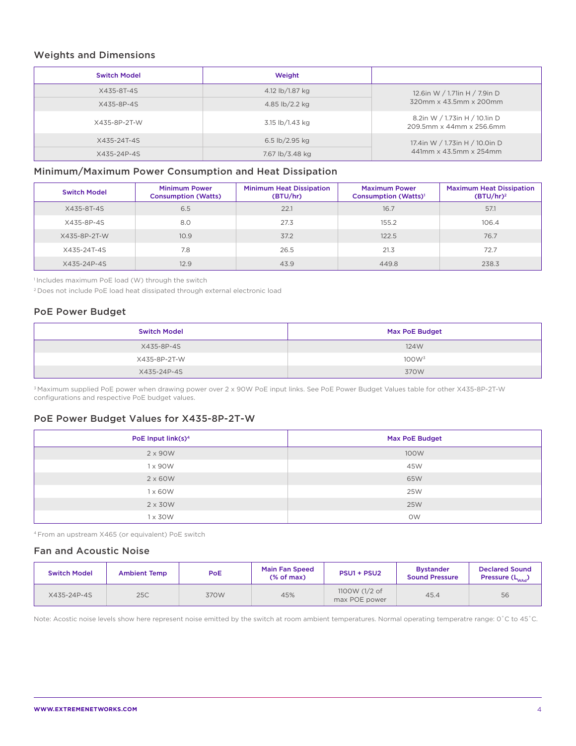## Weights and Dimensions

| Switch Model | Weight | |
|---|---|---|
| X435-8T-4S | 4.12 lb/1.87 kg | 12.6in W / 1.71in H / 7.9in D 320mm x 43.5mm x 200mm |
| X435-8P-4S | 4.85 lb/2.2 kg | |
| X435-8P-2T-W | 3.15 lb/1.43 kg | 8.2in W / 1.73in H / 10.1in D 209.5mm x 44mm x 256.6mm |
| X435-24T-4S | 6.5 lb/2.95 kg | 17.4in W / 1.73in H / 10.0in D 441mm x 43.5mm x 254mm |
| X435-24P-4S | 7.67 lb/3.48 kg | |

## Minimum/Maximum Power Consumption and Heat Dissipation

| Switch Model | Minimum Power Consumption (Watts) | Minimum Heat Dissipation (BTU/hr) | Maximum Power Consumption (Watts)[1] | Maximum Heat Dissipation (BTU/hr)[2] |
|---|---|---|---|---|
| X435-8T-4S | 6.5 | 22.1 | 16.7 | 57.1 |
| X435-8P-4S | 8.0 | 27.3 | 155.2 | 106.4 |
| X435-8P-2T-W | 10.9 | 37.2 | 122.5 | 76.7 |
| X435-24T-4S | 7.8 | 26.5 | 21.3 | 72.7 |
| X435-24P-4S | 12.9 | 43.9 | 449.8 | 238.3 |

[1] Includes maximum PoE load (W) through the switch

[2] Does not include PoE load heat dissipated through external electronic load

## PoE Power Budget

| Switch Model | Max PoE Budget |
|---|---|
| X435-8P-4S | 124W |
| X435-8P-2T-W | 100W[3] |
| X435-24P-4S | 370W |

[3] Maximum supplied PoE power when drawing power over 2 x 90W PoE input links. See PoE Power Budget Values table for other X435-8P-2T-W configurations and respective PoE budget values.

## PoE Power Budget Values for X435-8P-2T-W

| PoE Input link(s)[4] | Max PoE Budget |
|---|---|
| 2 x 90W | 100W |
| 1 x 90W | 45W |
| 2 x 60W | 65W |
| 1 x 60W | 25W |
| 2 x 30W | 25W |
| 1 x 30W | 0W |

[4] From an upstream X465 (or equivalent) PoE switch

## Fan and Acoustic Noise

| Switch Model | Ambient Temp | PoE | Main Fan Speed (% of max) | PSU1 + PSU2 | Bystander Sound Pressure | Declared Sound Pressure ($L_{WAd}$) |
|---|---|---|---|---|---|---|
| X435-24P-4S | 25C | 370W | 45% | 1100W (1/2 of max POE power | 45.4 | 56 |

Note: Acostic noise levels show here represent noise emitted by the switch at room ambient temperatures. Normal operating temperatre range: 0˚C to 45˚C.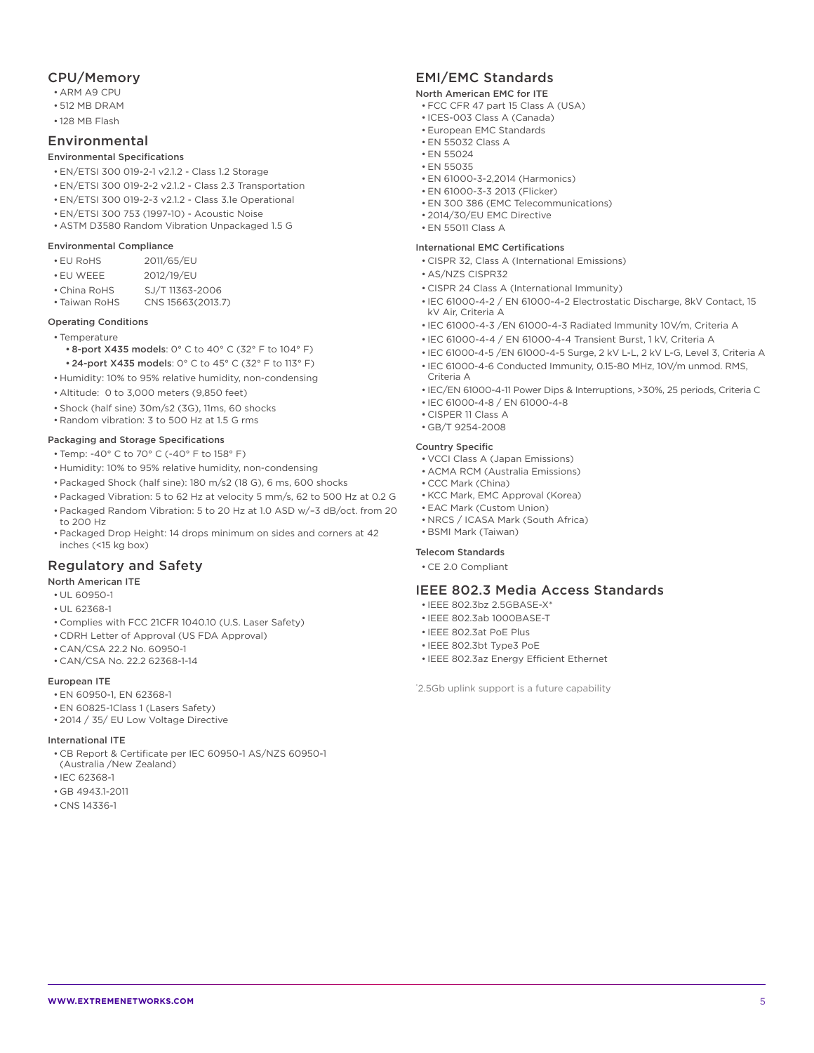## CPU/Memory

- ARM A9 CPU
- 512 MB DRAM
- 128 MB Flash

## Environmental

### Environmental Specifications

- EN/ETSI 300 019-2-1 v2.1.2 - Class 1.2 Storage
- EN/ETSI 300 019-2-2 v2.1.2 - Class 2.3 Transportation
- EN/ETSI 300 019-2-3 v2.1.2 - Class 3.1e Operational
- EN/ETSI 300 753 (1997-10) - Acoustic Noise
- ASTM D3580 Random Vibration Unpackaged 1.5 G

### Environmental Compliance

- EU RoHS 2011/65/EU
- EU WEEE 2012/19/EU
- China RoHS SJ/T 11363-2006
- Taiwan RoHS CNS 15663(2013.7)

### Operating Conditions

- Temperature
  - **8-port X435 models**: 0° C to 40° C (32° F to 104° F)
  - **24-port X435 models**: 0° C to 45° C (32° F to 113° F)
- Humidity: 10% to 95% relative humidity, non-condensing
- Altitude: 0 to 3,000 meters (9,850 feet)
- Shock (half sine) 30m/s2 (3G), 11ms, 60 shocks
- Random vibration: 3 to 500 Hz at 1.5 G rms

### Packaging and Storage Specifications

- Temp: -40° C to 70° C (-40° F to 158° F)
- Humidity: 10% to 95% relative humidity, non-condensing
- Packaged Shock (half sine): 180 m/s2 (18 G), 6 ms, 600 shocks
- Packaged Vibration: 5 to 62 Hz at velocity 5 mm/s, 62 to 500 Hz at 0.2 G
- Packaged Random Vibration: 5 to 20 Hz at 1.0 ASD w/–3 dB/oct. from 20 to 200 Hz
- Packaged Drop Height: 14 drops minimum on sides and corners at 42 inches (<15 kg box)

## Regulatory and Safety

### North American ITE

- UL 60950-1
- UL 62368-1
- Complies with FCC 21CFR 1040.10 (U.S. Laser Safety)
- CDRH Letter of Approval (US FDA Approval)
- CAN/CSA 22.2 No. 60950-1
- CAN/CSA No. 22.2 62368-1-14

### European ITE

- EN 60950-1, EN 62368-1
- EN 60825-1Class 1 (Lasers Safety)
- 2014 / 35/ EU Low Voltage Directive

### International ITE

- CB Report & Certificate per IEC 60950-1 AS/NZS 60950-1 (Australia /New Zealand)
- IEC 62368-1
- GB 4943.1-2011
- CNS 14336-1

## EMI/EMC Standards

### North American EMC for ITE

- FCC CFR 47 part 15 Class A (USA)
- ICES-003 Class A (Canada)
- European EMC Standards
- EN 55032 Class A
- EN 55024
- EN 55035
- EN 61000-3-2,2014 (Harmonics)
- EN 61000-3-3 2013 (Flicker)
- EN 300 386 (EMC Telecommunications)
- 2014/30/EU EMC Directive
- EN 55011 Class A

### International EMC Certifications

- CISPR 32, Class A (International Emissions)
- AS/NZS CISPR32
- CISPR 24 Class A (International Immunity)
- IEC 61000-4-2 / EN 61000-4-2 Electrostatic Discharge, 8kV Contact, 15 kV Air, Criteria A
- IEC 61000-4-3 /EN 61000-4-3 Radiated Immunity 10V/m, Criteria A
- IEC 61000-4-4 / EN 61000-4-4 Transient Burst, 1 kV, Criteria A
- IEC 61000-4-5 /EN 61000-4-5 Surge, 2 kV L-L, 2 kV L-G, Level 3, Criteria A
- IEC 61000-4-6 Conducted Immunity, 0.15-80 MHz, 10V/m unmod. RMS, Criteria A
- IEC/EN 61000-4-11 Power Dips & Interruptions, >30%, 25 periods, Criteria C
- IEC 61000-4-8 / EN 61000-4-8
- CISPER 11 Class A
- GB/T 9254-2008

### Country Specific

- VCCI Class A (Japan Emissions)
- ACMA RCM (Australia Emissions)
- CCC Mark (China)
- KCC Mark, EMC Approval (Korea)
- EAC Mark (Custom Union)
- NRCS / ICASA Mark (South Africa)
- BSMI Mark (Taiwan)

### Telecom Standards

- CE 2.0 Compliant

## IEEE 802.3 Media Access Standards

- IEEE 802.3bz 2.5GBASE-X*
- IEEE 802.3ab 1000BASE-T
- IEEE 802.3at PoE Plus
- IEEE 802.3bt Type3 PoE
- IEEE 802.3az Energy Efficient Ethernet

*2.5Gb uplink support is a future capability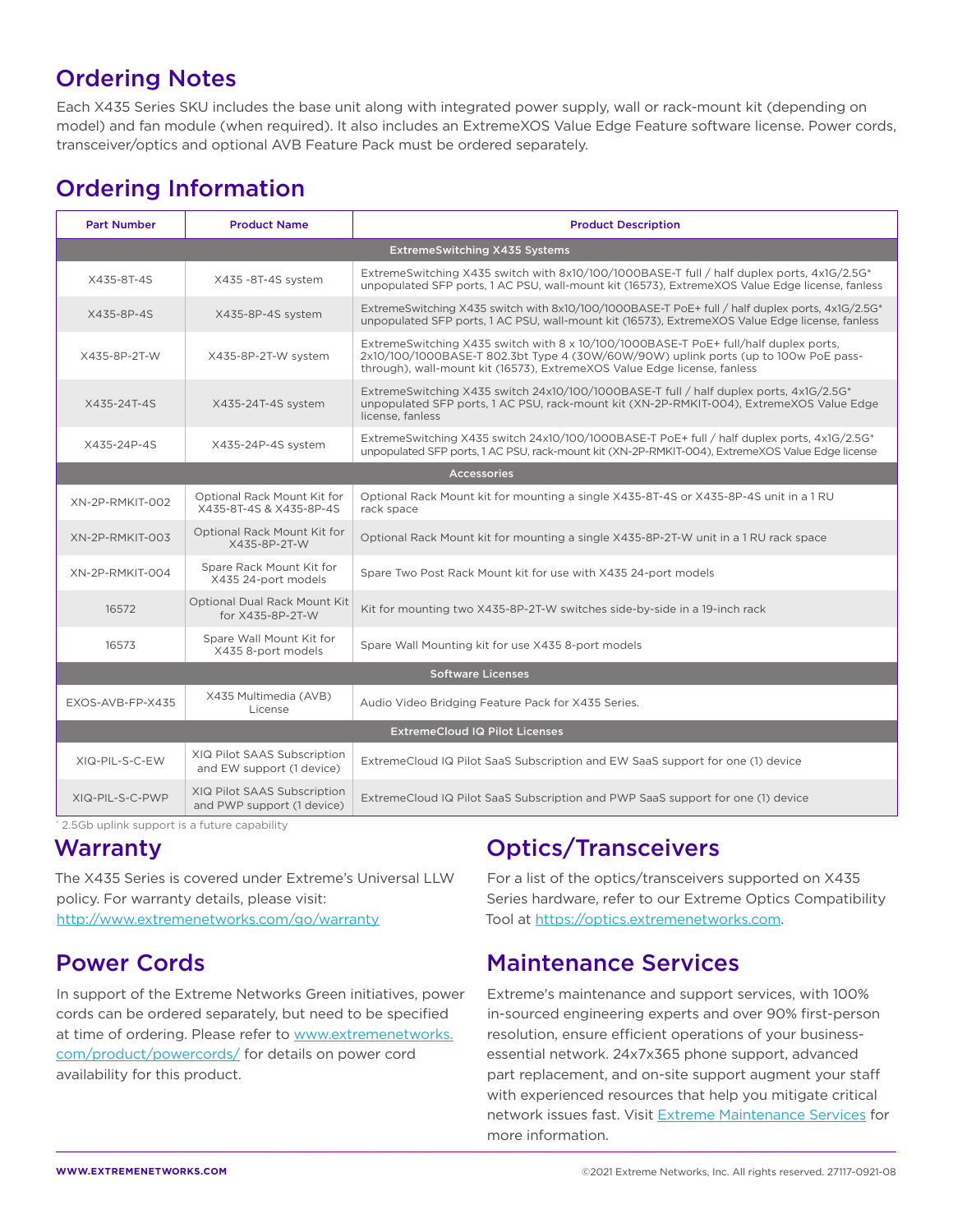## Ordering Notes

Each X435 Series SKU includes the base unit along with integrated power supply, wall or rack-mount kit (depending on model) and fan module (when required). It also includes an ExtremeXOS Value Edge Feature software license. Power cords, transceiver/optics and optional AVB Feature Pack must be ordered separately.

## Ordering Information

| Part Number | Product Name | Product Description |
|---|---|---|
| **ExtremeSwitching X435 Systems** | | |
| X435-8T-4S | X435 -8T-4S system | ExtremeSwitching X435 switch with 8x10/100/1000BASE-T full / half duplex ports, 4x1G/2.5G* unpopulated SFP ports, 1 AC PSU, wall-mount kit (16573), ExtremeXOS Value Edge license, fanless |
| X435-8P-4S | X435-8P-4S system | ExtremeSwitching X435 switch with 8x10/100/1000BASE-T PoE+ full / half duplex ports, 4x1G/2.5G* unpopulated SFP ports, 1 AC PSU, wall-mount kit (16573), ExtremeXOS Value Edge license, fanless |
| X435-8P-2T-W | X435-8P-2T-W system | ExtremeSwitching X435 switch with 8 x 10/100/1000BASE-T PoE+ full/half duplex ports, 2x10/100/1000BASE-T 802.3bt Type 4 (30W/60W/90W) uplink ports (up to 100w PoE pass-through), wall-mount kit (16573), ExtremeXOS Value Edge license, fanless |
| X435-24T-4S | X435-24T-4S system | ExtremeSwitching X435 switch 24x10/100/1000BASE-T full / half duplex ports, 4x1G/2.5G* unpopulated SFP ports, 1 AC PSU, rack-mount kit (XN-2P-RMKIT-004), ExtremeXOS Value Edge license, fanless |
| X435-24P-4S | X435-24P-4S system | ExtremeSwitching X435 switch 24x10/100/1000BASE-T PoE+ full / half duplex ports, 4x1G/2.5G* unpopulated SFP ports, 1 AC PSU, rack-mount kit (XN-2P-RMKIT-004), ExtremeXOS Value Edge license |
| **Accessories** | | |
| XN-2P-RMKIT-002 | Optional Rack Mount Kit for X435-8T-4S & X435-8P-4S | Optional Rack Mount kit for mounting a single X435-8T-4S or X435-8P-4S unit in a 1 RU rack space |
| XN-2P-RMKIT-003 | Optional Rack Mount Kit for X435-8P-2T-W | Optional Rack Mount kit for mounting a single X435-8P-2T-W unit in a 1 RU rack space |
| XN-2P-RMKIT-004 | Spare Rack Mount Kit for X435 24-port models | Spare Two Post Rack Mount kit for use with X435 24-port models |
| 16572 | Optional Dual Rack Mount Kit for X435-8P-2T-W | Kit for mounting two X435-8P-2T-W switches side-by-side in a 19-inch rack |
| 16573 | Spare Wall Mount Kit for X435 8-port models | Spare Wall Mounting kit for use X435 8-port models |
| **Software Licenses** | | |
| EXOS-AVB-FP-X435 | X435 Multimedia (AVB) License | Audio Video Bridging Feature Pack for X435 Series. |
| **ExtremeCloud IQ Pilot Licenses** | | |
| XIQ-PIL-S-C-EW | XIQ Pilot SAAS Subscription and EW support (1 device) | ExtremeCloud IQ Pilot SaaS Subscription and EW SaaS support for one (1) device |
| XIQ-PIL-S-C-PWP | XIQ Pilot SAAS Subscription and PWP support (1 device) | ExtremeCloud IQ Pilot SaaS Subscription and PWP SaaS support for one (1) device |

* 2.5Gb uplink support is a future capability

## Warranty

The X435 Series is covered under Extreme's Universal LLW policy. For warranty details, please visit: http://www.extremenetworks.com/go/warranty

## Power Cords

In support of the Extreme Networks Green initiatives, power cords can be ordered separately, but need to be specified at time of ordering. Please refer to www.extremenetworks.com/product/powercords/ for details on power cord availability for this product.

## Optics/Transceivers

For a list of the optics/transceivers supported on X435 Series hardware, refer to our Extreme Optics Compatibility Tool at https://optics.extremenetworks.com.

## Maintenance Services

Extreme's maintenance and support services, with 100% in-sourced engineering experts and over 90% first-person resolution, ensure efficient operations of your business-essential network. 24x7x365 phone support, advanced part replacement, and on-site support augment your staff with experienced resources that help you mitigate critical network issues fast. Visit Extreme Maintenance Services for more information.

©2021 Extreme Networks, Inc. All rights reserved. 27117-0921-08